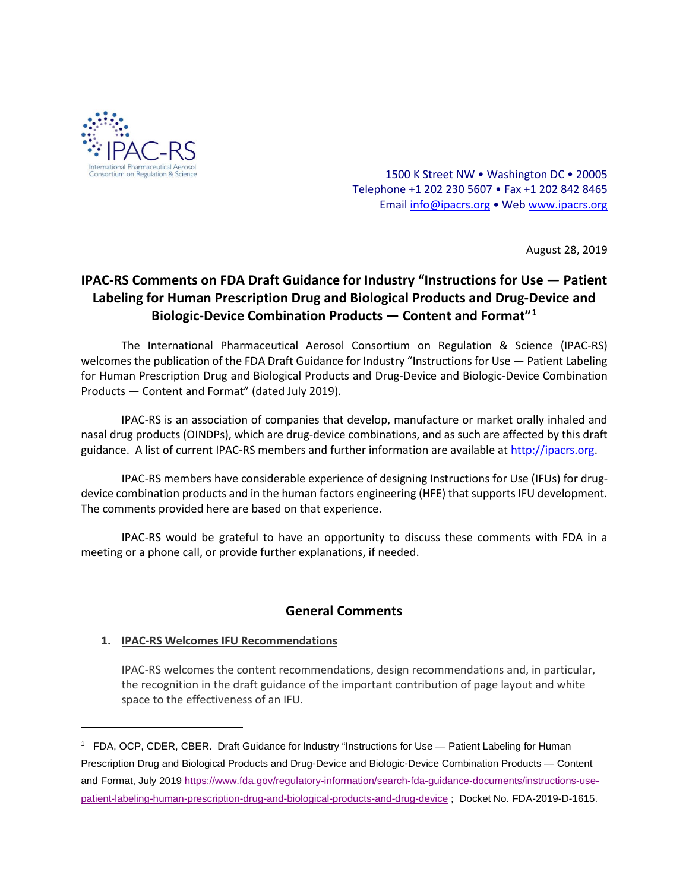IPAC-RS

International Pharmaceutical Aerosol Consortium on Regulation & Science

1500 K Street NW • Washington DC • 20005
Telephone +1 202 230 5607 • Fax +1 202 842 8465
Email info@ipacrs.org • Web www.ipacrs.org

---

August 28, 2019

# IPAC-RS Comments on FDA Draft Guidance for Industry "Instructions for Use — Patient Labeling for Human Prescription Drug and Biological Products and Drug-Device and Biologic-Device Combination Products — Content and Format"[1]

The International Pharmaceutical Aerosol Consortium on Regulation & Science (IPAC-RS) welcomes the publication of the FDA Draft Guidance for Industry "Instructions for Use — Patient Labeling for Human Prescription Drug and Biological Products and Drug-Device and Biologic-Device Combination Products — Content and Format" (dated July 2019).

IPAC-RS is an association of companies that develop, manufacture or market orally inhaled and nasal drug products (OINDPs), which are drug-device combinations, and as such are affected by this draft guidance. A list of current IPAC-RS members and further information are available at http://ipacrs.org.

IPAC-RS members have considerable experience of designing Instructions for Use (IFUs) for drug-device combination products and in the human factors engineering (HFE) that supports IFU development. The comments provided here are based on that experience.

IPAC-RS would be grateful to have an opportunity to discuss these comments with FDA in a meeting or a phone call, or provide further explanations, if needed.

## General Comments

1. **IPAC-RS Welcomes IFU Recommendations**

   IPAC-RS welcomes the content recommendations, design recommendations and, in particular, the recognition in the draft guidance of the important contribution of page layout and white space to the effectiveness of an IFU.

---

[1] FDA, OCP, CDER, CBER. Draft Guidance for Industry "Instructions for Use — Patient Labeling for Human Prescription Drug and Biological Products and Drug-Device and Biologic-Device Combination Products — Content and Format, July 2019 https://www.fda.gov/regulatory-information/search-fda-guidance-documents/instructions-use-patient-labeling-human-prescription-drug-and-biological-products-and-drug-device ; Docket No. FDA-2019-D-1615.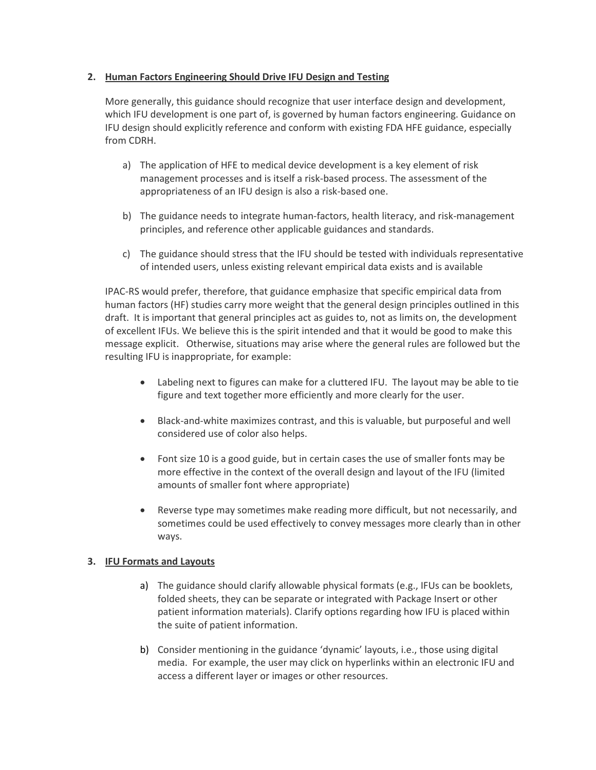## 2. Human Factors Engineering Should Drive IFU Design and Testing

More generally, this guidance should recognize that user interface design and development, which IFU development is one part of, is governed by human factors engineering. Guidance on IFU design should explicitly reference and conform with existing FDA HFE guidance, especially from CDRH.

a) The application of HFE to medical device development is a key element of risk management processes and is itself a risk-based process. The assessment of the appropriateness of an IFU design is also a risk-based one.

b) The guidance needs to integrate human-factors, health literacy, and risk-management principles, and reference other applicable guidances and standards.

c) The guidance should stress that the IFU should be tested with individuals representative of intended users, unless existing relevant empirical data exists and is available

IPAC-RS would prefer, therefore, that guidance emphasize that specific empirical data from human factors (HF) studies carry more weight that the general design principles outlined in this draft. It is important that general principles act as guides to, not as limits on, the development of excellent IFUs. We believe this is the spirit intended and that it would be good to make this message explicit. Otherwise, situations may arise where the general rules are followed but the resulting IFU is inappropriate, for example:

- Labeling next to figures can make for a cluttered IFU. The layout may be able to tie figure and text together more efficiently and more clearly for the user.
- Black-and-white maximizes contrast, and this is valuable, but purposeful and well considered use of color also helps.
- Font size 10 is a good guide, but in certain cases the use of smaller fonts may be more effective in the context of the overall design and layout of the IFU (limited amounts of smaller font where appropriate)
- Reverse type may sometimes make reading more difficult, but not necessarily, and sometimes could be used effectively to convey messages more clearly than in other ways.

## 3. IFU Formats and Layouts

a) The guidance should clarify allowable physical formats (e.g., IFUs can be booklets, folded sheets, they can be separate or integrated with Package Insert or other patient information materials). Clarify options regarding how IFU is placed within the suite of patient information.

b) Consider mentioning in the guidance 'dynamic' layouts, i.e., those using digital media. For example, the user may click on hyperlinks within an electronic IFU and access a different layer or images or other resources.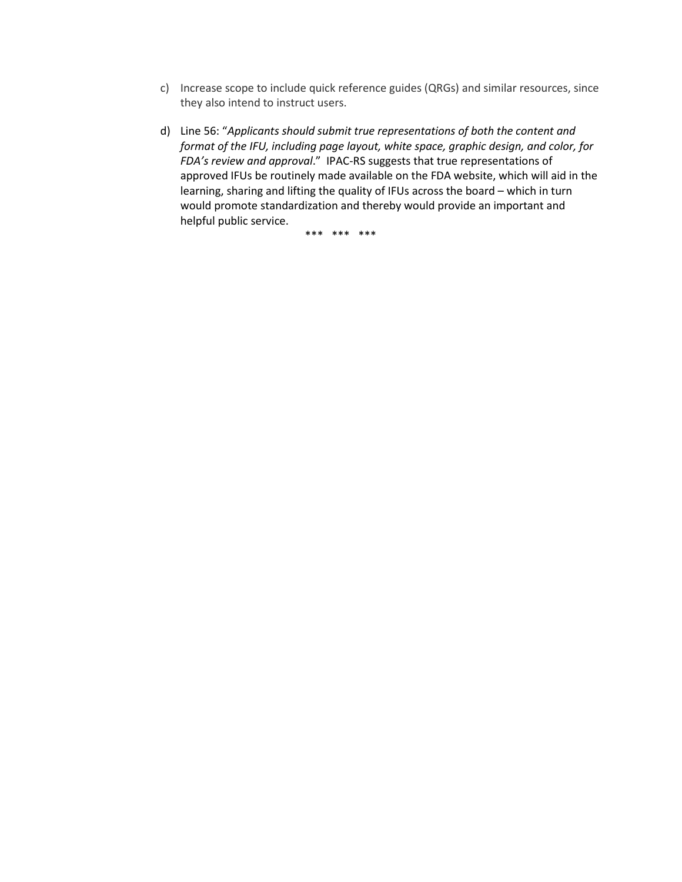c) Increase scope to include quick reference guides (QRGs) and similar resources, since they also intend to instruct users.

d) Line 56: "*Applicants should submit true representations of both the content and format of the IFU, including page layout, white space, graphic design, and color, for FDA's review and approval*." IPAC-RS suggests that true representations of approved IFUs be routinely made available on the FDA website, which will aid in the learning, sharing and lifting the quality of IFUs across the board – which in turn would promote standardization and thereby would provide an important and helpful public service.

*** *** ***